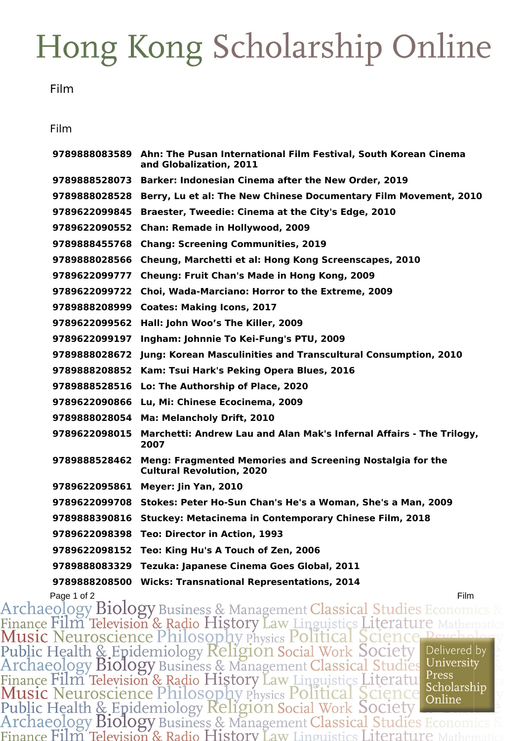# Hong Kong Scholarship Online

## Film

### Film

| | |
|---|---|
| **9789888083589** | **Ahn: The Pusan International Film Festival, South Korean Cinema and Globalization, 2011** |
| **9789888528073** | **Barker: Indonesian Cinema after the New Order, 2019** |
| **9789888028528** | **Berry, Lu et al: The New Chinese Documentary Film Movement, 2010** |
| **9789622099845** | **Braester, Tweedie: Cinema at the City's Edge, 2010** |
| **9789622090552** | **Chan: Remade in Hollywood, 2009** |
| **9789888455768** | **Chang: Screening Communities, 2019** |
| **9789888028566** | **Cheung, Marchetti et al: Hong Kong Screenscapes, 2010** |
| **9789622099777** | **Cheung: Fruit Chan's Made in Hong Kong, 2009** |
| **9789622099722** | **Choi, Wada-Marciano: Horror to the Extreme, 2009** |
| **9789888208999** | **Coates: Making Icons, 2017** |
| **9789622099562** | **Hall: John Woo's The Killer, 2009** |
| **9789622099197** | **Ingham: Johnnie To Kei-Fung's PTU, 2009** |
| **9789888028672** | **Jung: Korean Masculinities and Transcultural Consumption, 2010** |
| **9789888208852** | **Kam: Tsui Hark's Peking Opera Blues, 2016** |
| **9789888528516** | **Lo: The Authorship of Place, 2020** |
| **9789622090866** | **Lu, Mi: Chinese Ecocinema, 2009** |
| **9789888028054** | **Ma: Melancholy Drift, 2010** |
| **9789622098015** | **Marchetti: Andrew Lau and Alan Mak's Infernal Affairs - The Trilogy, 2007** |
| **9789888528462** | **Meng: Fragmented Memories and Screening Nostalgia for the Cultural Revolution, 2020** |
| **9789622095861** | **Meyer: Jin Yan, 2010** |
| **9789622099708** | **Stokes: Peter Ho-Sun Chan's He's a Woman, She's a Man, 2009** |
| **9789888390816** | **Stuckey: Metacinema in Contemporary Chinese Film, 2018** |
| **9789622098398** | **Teo: Director in Action, 1993** |
| **9789622098152** | **Teo: King Hu's A Touch of Zen, 2006** |
| **9789888083329** | **Tezuka: Japanese Cinema Goes Global, 2011** |
| **9789888208500** | **Wicks: Transnational Representations, 2014** |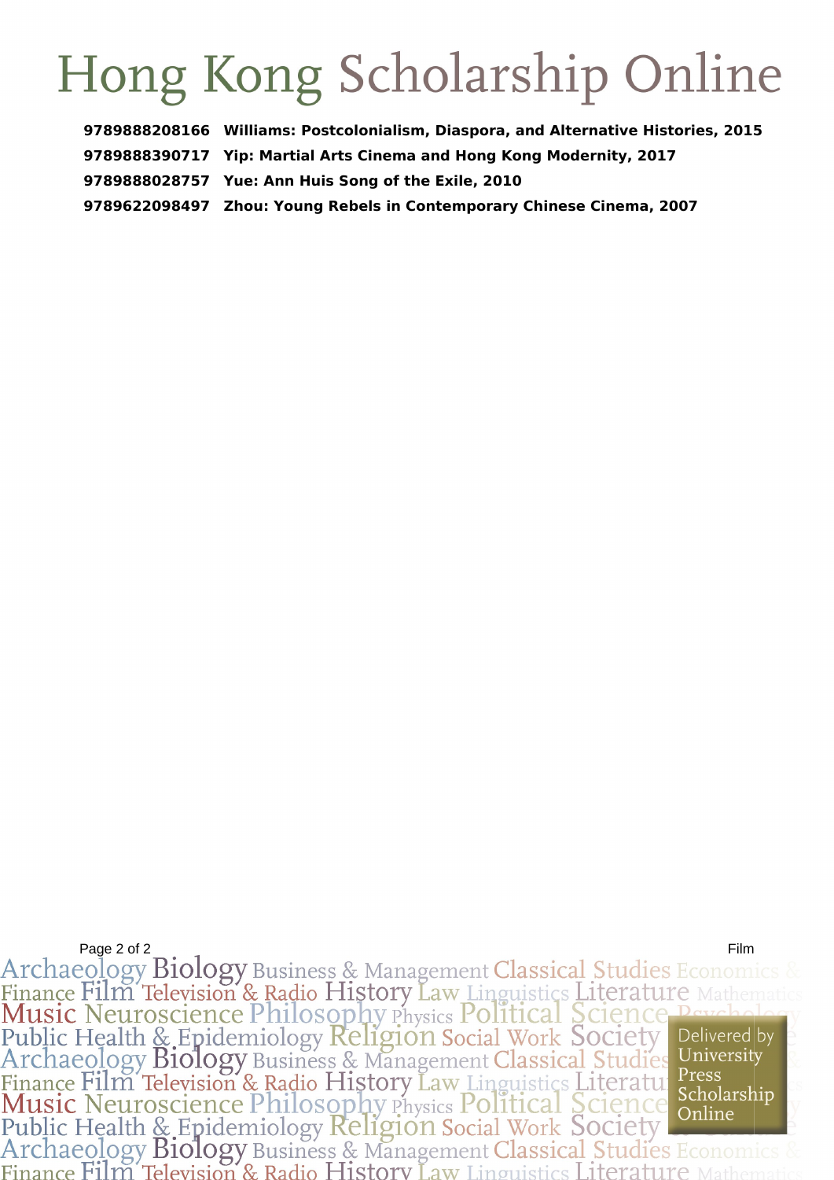# Hong Kong Scholarship Online

| | |
|---|---|
| 9789888208166 | Williams: Postcolonialism, Diaspora, and Alternative Histories, 2015 |
| 9789888390717 | Yip: Martial Arts Cinema and Hong Kong Modernity, 2017 |
| 9789888028757 | Yue: Ann Huis Song of the Exile, 2010 |
| 9789622098497 | Zhou: Young Rebels in Contemporary Chinese Cinema, 2007 |